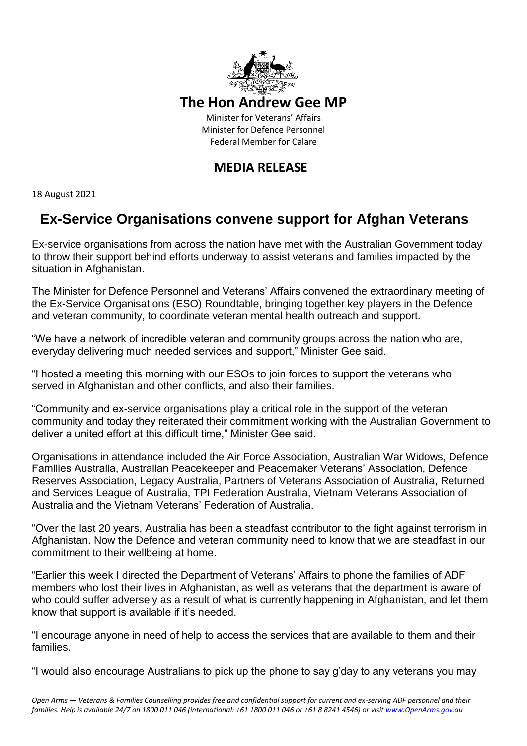# The Hon Andrew Gee MP

Minister for Veterans' Affairs
Minister for Defence Personnel
Federal Member for Calare

## MEDIA RELEASE

18 August 2021

## Ex-Service Organisations convene support for Afghan Veterans

Ex-service organisations from across the nation have met with the Australian Government today to throw their support behind efforts underway to assist veterans and families impacted by the situation in Afghanistan.

The Minister for Defence Personnel and Veterans' Affairs convened the extraordinary meeting of the Ex-Service Organisations (ESO) Roundtable, bringing together key players in the Defence and veteran community, to coordinate veteran mental health outreach and support.

"We have a network of incredible veteran and community groups across the nation who are, everyday delivering much needed services and support," Minister Gee said.

"I hosted a meeting this morning with our ESOs to join forces to support the veterans who served in Afghanistan and other conflicts, and also their families.

"Community and ex-service organisations play a critical role in the support of the veteran community and today they reiterated their commitment working with the Australian Government to deliver a united effort at this difficult time," Minister Gee said.

Organisations in attendance included the Air Force Association, Australian War Widows, Defence Families Australia, Australian Peacekeeper and Peacemaker Veterans' Association, Defence Reserves Association, Legacy Australia, Partners of Veterans Association of Australia, Returned and Services League of Australia, TPI Federation Australia, Vietnam Veterans Association of Australia and the Vietnam Veterans' Federation of Australia.

"Over the last 20 years, Australia has been a steadfast contributor to the fight against terrorism in Afghanistan. Now the Defence and veteran community need to know that we are steadfast in our commitment to their wellbeing at home.

"Earlier this week I directed the Department of Veterans' Affairs to phone the families of ADF members who lost their lives in Afghanistan, as well as veterans that the department is aware of who could suffer adversely as a result of what is currently happening in Afghanistan, and let them know that support is available if it's needed.

"I encourage anyone in need of help to access the services that are available to them and their families.

"I would also encourage Australians to pick up the phone to say g'day to any veterans you may

*Open Arms — Veterans & Families Counselling provides free and confidential support for current and ex-serving ADF personnel and their families. Help is available 24/7 on 1800 011 046 (international: +61 1800 011 046 or +61 8 8241 4546) or visit www.OpenArms.gov.au*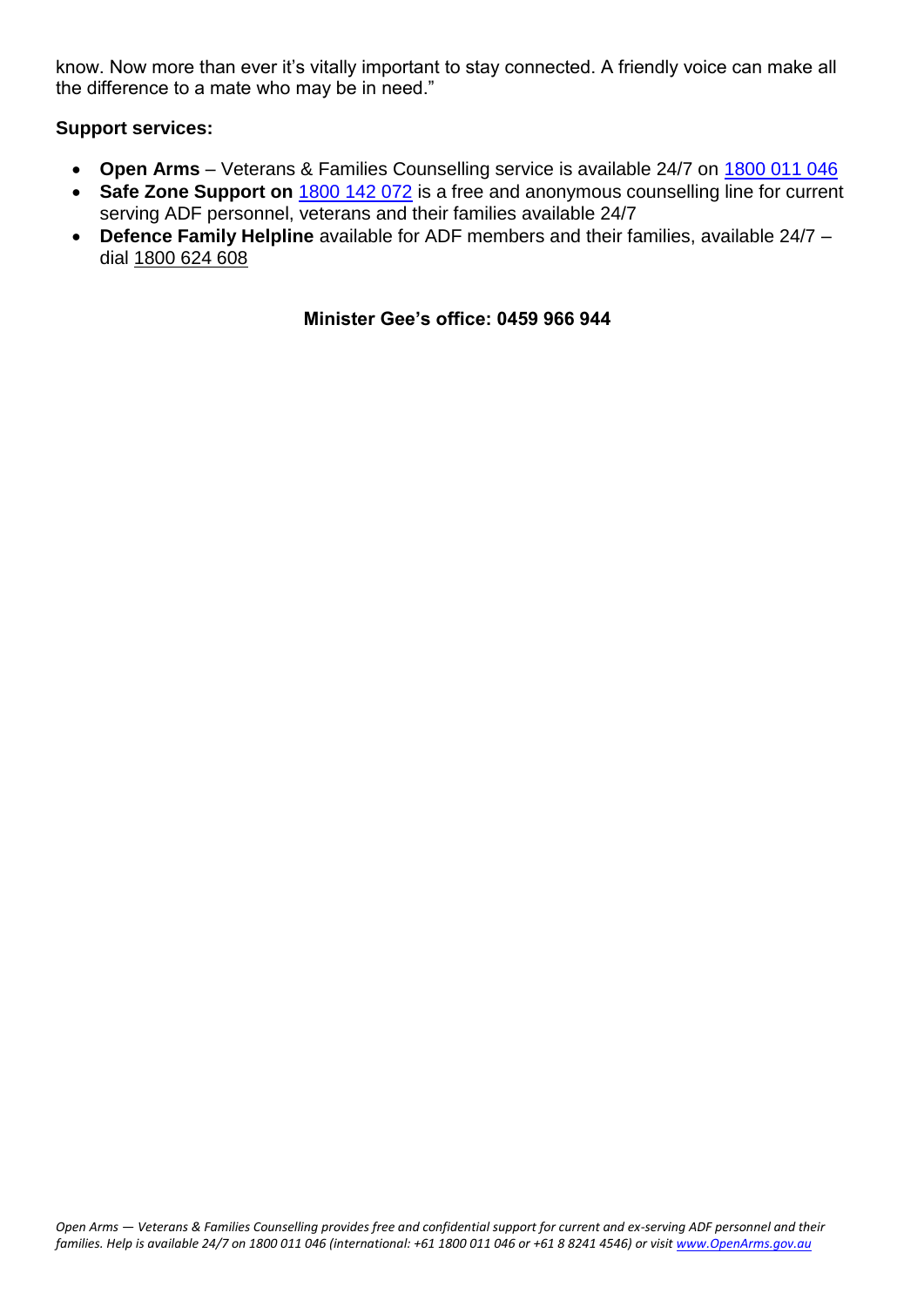know. Now more than ever it's vitally important to stay connected. A friendly voice can make all the difference to a mate who may be in need."

**Support services:**

- **Open Arms** – Veterans & Families Counselling service is available 24/7 on 1800 011 046
- **Safe Zone Support on** 1800 142 072 is a free and anonymous counselling line for current serving ADF personnel, veterans and their families available 24/7
- **Defence Family Helpline** available for ADF members and their families, available 24/7 – dial 1800 624 608

**Minister Gee's office: 0459 966 944**

*Open Arms — Veterans & Families Counselling provides free and confidential support for current and ex-serving ADF personnel and their families. Help is available 24/7 on 1800 011 046 (international: +61 1800 011 046 or +61 8 8241 4546) or visit www.OpenArms.gov.au*